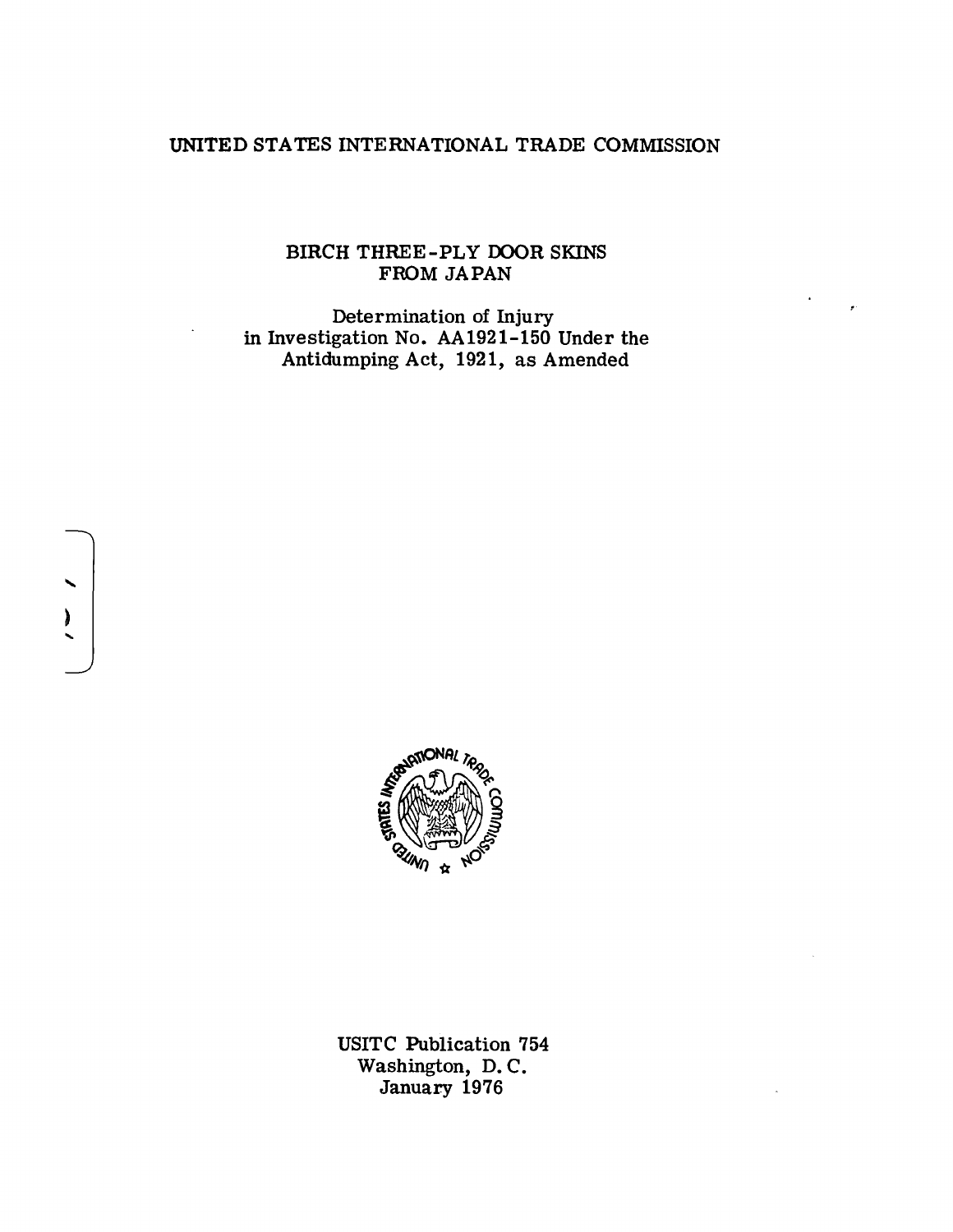UNITED STATES INTERNATIONAL TRADE COMMISSION

# BIRCH THREE-PLY DOOR SKINS FROM JAPAN

Determination of Injury
in Investigation No. AA1921-150 Under the
Antidumping Act, 1921, as Amended

USITC Publication 754
Washington, D. C.
January 1976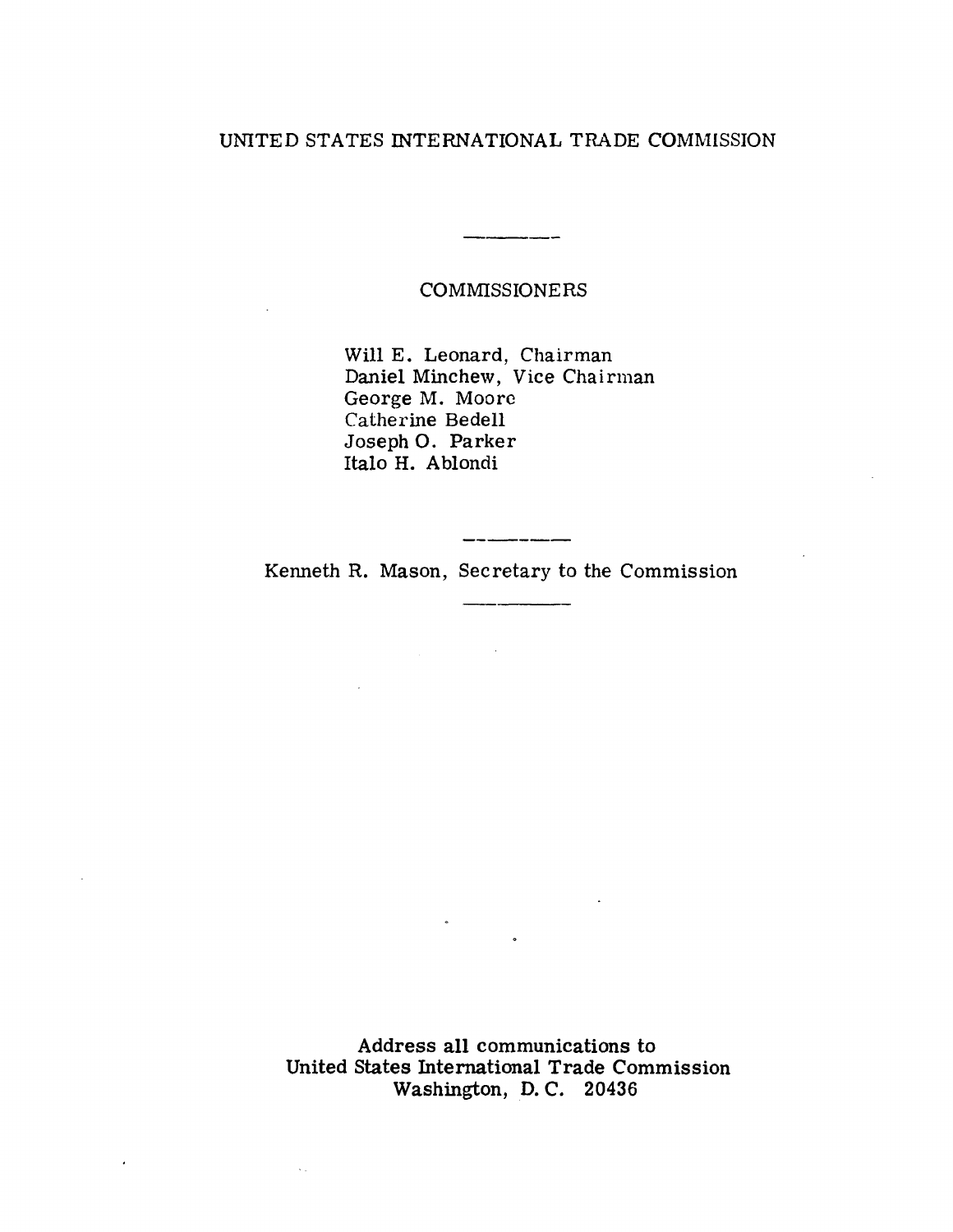UNITED STATES INTERNATIONAL TRADE COMMISSION

---

COMMISSIONERS

Will E. Leonard, Chairman
Daniel Minchew, Vice Chairman
George M. Moore
Catherine Bedell
Joseph O. Parker
Italo H. Ablondi

---

Kenneth R. Mason, Secretary to the Commission

---

Address all communications to
United States International Trade Commission
Washington, D. C. 20436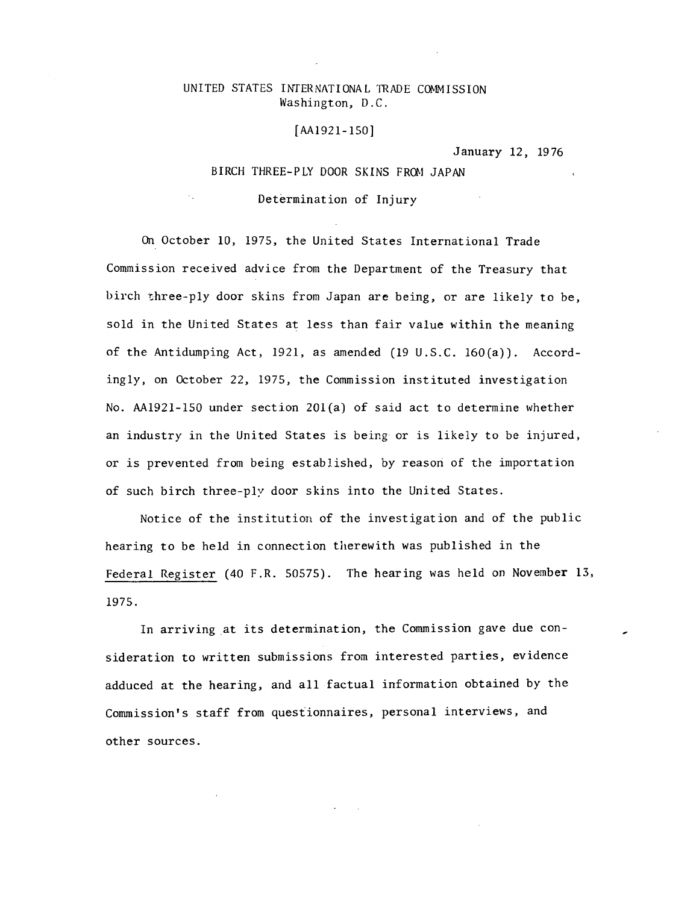UNITED STATES INTERNATIONAL TRADE COMMISSION
Washington, D.C.

[AA1921-150]

January 12, 1976

BIRCH THREE-PLY DOOR SKINS FROM JAPAN

Determination of Injury

On October 10, 1975, the United States International Trade Commission received advice from the Department of the Treasury that birch three-ply door skins from Japan are being, or are likely to be, sold in the United States at less than fair value within the meaning of the Antidumping Act, 1921, as amended (19 U.S.C. 160(a)). Accordingly, on October 22, 1975, the Commission instituted investigation No. AA1921-150 under section 201(a) of said act to determine whether an industry in the United States is being or is likely to be injured, or is prevented from being established, by reason of the importation of such birch three-ply door skins into the United States.

Notice of the institution of the investigation and of the public hearing to be held in connection therewith was published in the Federal Register (40 F.R. 50575). The hearing was held on November 13, 1975.

In arriving at its determination, the Commission gave due consideration to written submissions from interested parties, evidence adduced at the hearing, and all factual information obtained by the Commission's staff from questionnaires, personal interviews, and other sources.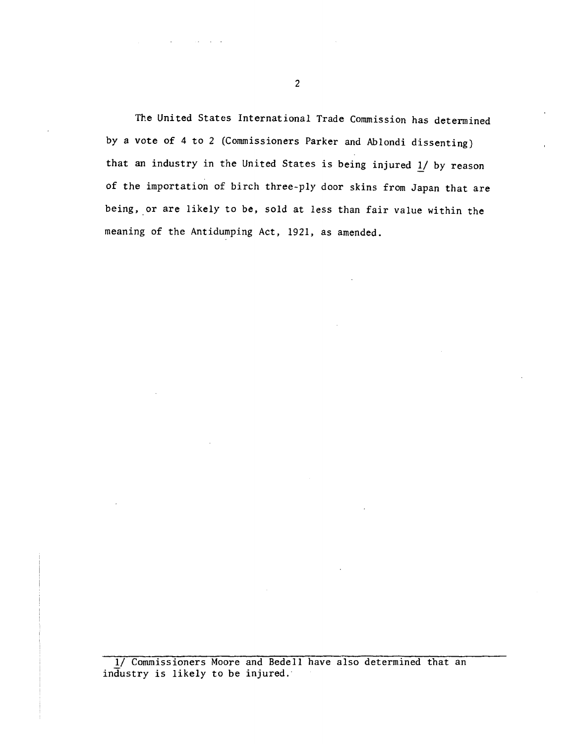The United States International Trade Commission has determined by a vote of 4 to 2 (Commissioners Parker and Ablondi dissenting) that an industry in the United States is being injured 1/ by reason of the importation of birch three-ply door skins from Japan that are being, or are likely to be, sold at less than fair value within the meaning of the Antidumping Act, 1921, as amended.

---

1/ Commissioners Moore and Bedell have also determined that an industry is likely to be injured.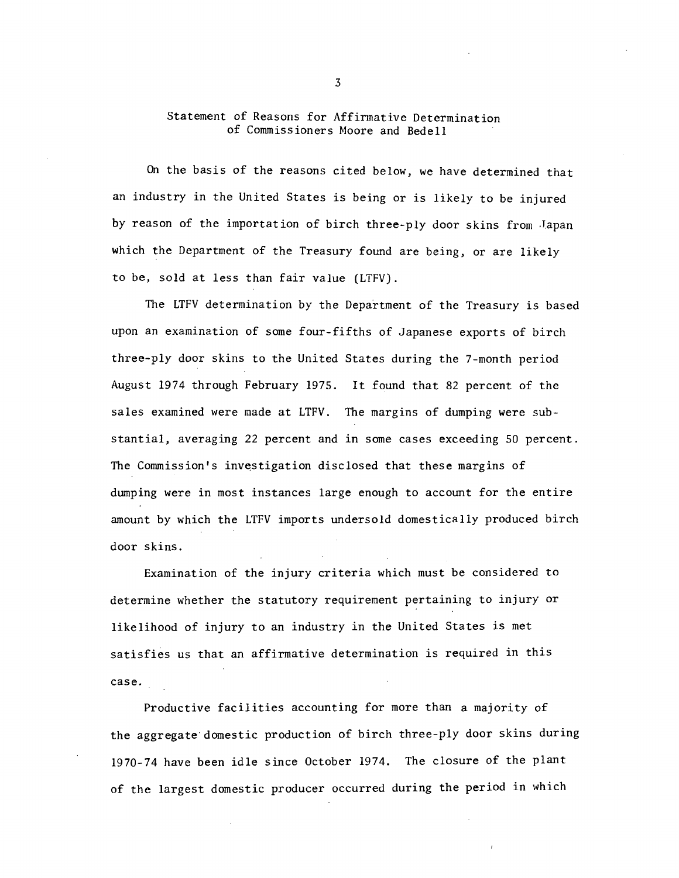## Statement of Reasons for Affirmative Determination of Commissioners Moore and Bedell

On the basis of the reasons cited below, we have determined that an industry in the United States is being or is likely to be injured by reason of the importation of birch three-ply door skins from Japan which the Department of the Treasury found are being, or are likely to be, sold at less than fair value (LTFV).

The LTFV determination by the Department of the Treasury is based upon an examination of some four-fifths of Japanese exports of birch three-ply door skins to the United States during the 7-month period August 1974 through February 1975. It found that 82 percent of the sales examined were made at LTFV. The margins of dumping were substantial, averaging 22 percent and in some cases exceeding 50 percent. The Commission's investigation disclosed that these margins of dumping were in most instances large enough to account for the entire amount by which the LTFV imports undersold domestically produced birch door skins.

Examination of the injury criteria which must be considered to determine whether the statutory requirement pertaining to injury or likelihood of injury to an industry in the United States is met satisfies us that an affirmative determination is required in this case.

Productive facilities accounting for more than a majority of the aggregate domestic production of birch three-ply door skins during 1970-74 have been idle since October 1974. The closure of the plant of the largest domestic producer occurred during the period in which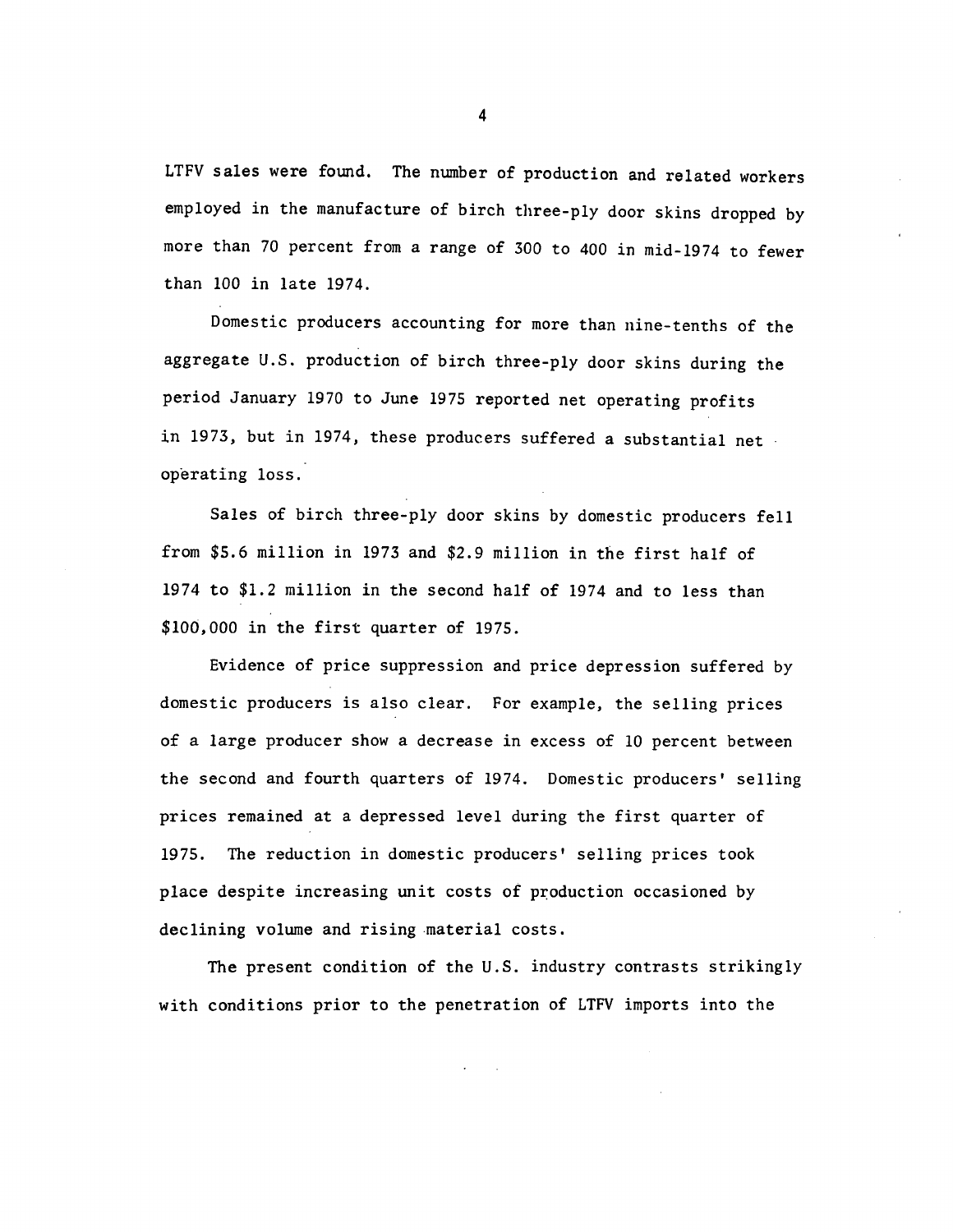LTFV sales were found. The number of production and related workers employed in the manufacture of birch three-ply door skins dropped by more than 70 percent from a range of 300 to 400 in mid-1974 to fewer than 100 in late 1974.

Domestic producers accounting for more than nine-tenths of the aggregate U.S. production of birch three-ply door skins during the period January 1970 to June 1975 reported net operating profits in 1973, but in 1974, these producers suffered a substantial net operating loss.

Sales of birch three-ply door skins by domestic producers fell from $5.6 million in 1973 and $2.9 million in the first half of 1974 to $1.2 million in the second half of 1974 and to less than $100,000 in the first quarter of 1975.

Evidence of price suppression and price depression suffered by domestic producers is also clear. For example, the selling prices of a large producer show a decrease in excess of 10 percent between the second and fourth quarters of 1974. Domestic producers' selling prices remained at a depressed level during the first quarter of 1975. The reduction in domestic producers' selling prices took place despite increasing unit costs of production occasioned by declining volume and rising material costs.

The present condition of the U.S. industry contrasts strikingly with conditions prior to the penetration of LTFV imports into the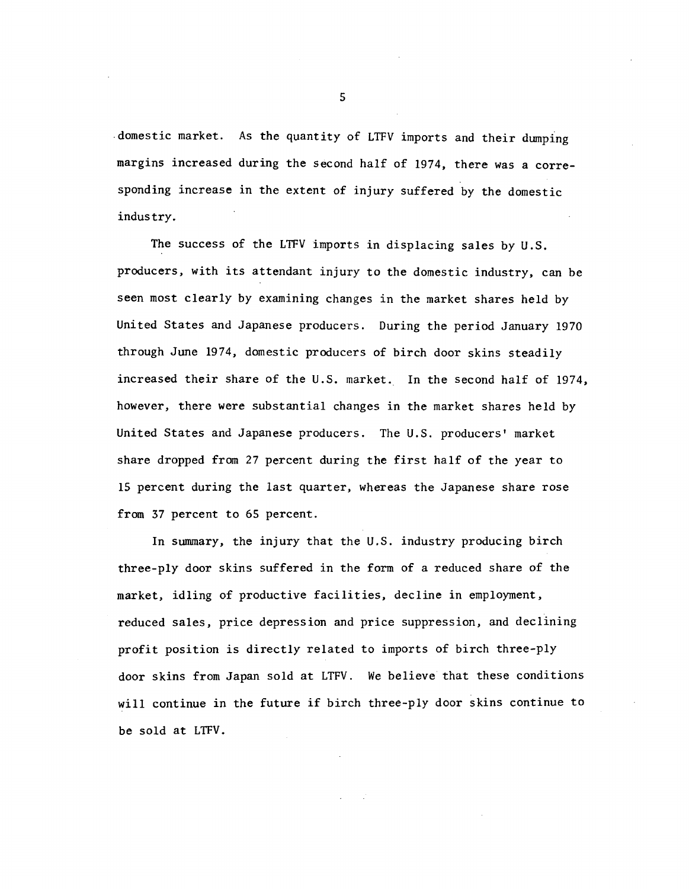domestic market. As the quantity of LTFV imports and their dumping margins increased during the second half of 1974, there was a corresponding increase in the extent of injury suffered by the domestic industry.

The success of the LTFV imports in displacing sales by U.S. producers, with its attendant injury to the domestic industry, can be seen most clearly by examining changes in the market shares held by United States and Japanese producers. During the period January 1970 through June 1974, domestic producers of birch door skins steadily increased their share of the U.S. market. In the second half of 1974, however, there were substantial changes in the market shares held by United States and Japanese producers. The U.S. producers' market share dropped from 27 percent during the first half of the year to 15 percent during the last quarter, whereas the Japanese share rose from 37 percent to 65 percent.

In summary, the injury that the U.S. industry producing birch three-ply door skins suffered in the form of a reduced share of the market, idling of productive facilities, decline in employment, reduced sales, price depression and price suppression, and declining profit position is directly related to imports of birch three-ply door skins from Japan sold at LTFV. We believe that these conditions will continue in the future if birch three-ply door skins continue to be sold at LTFV.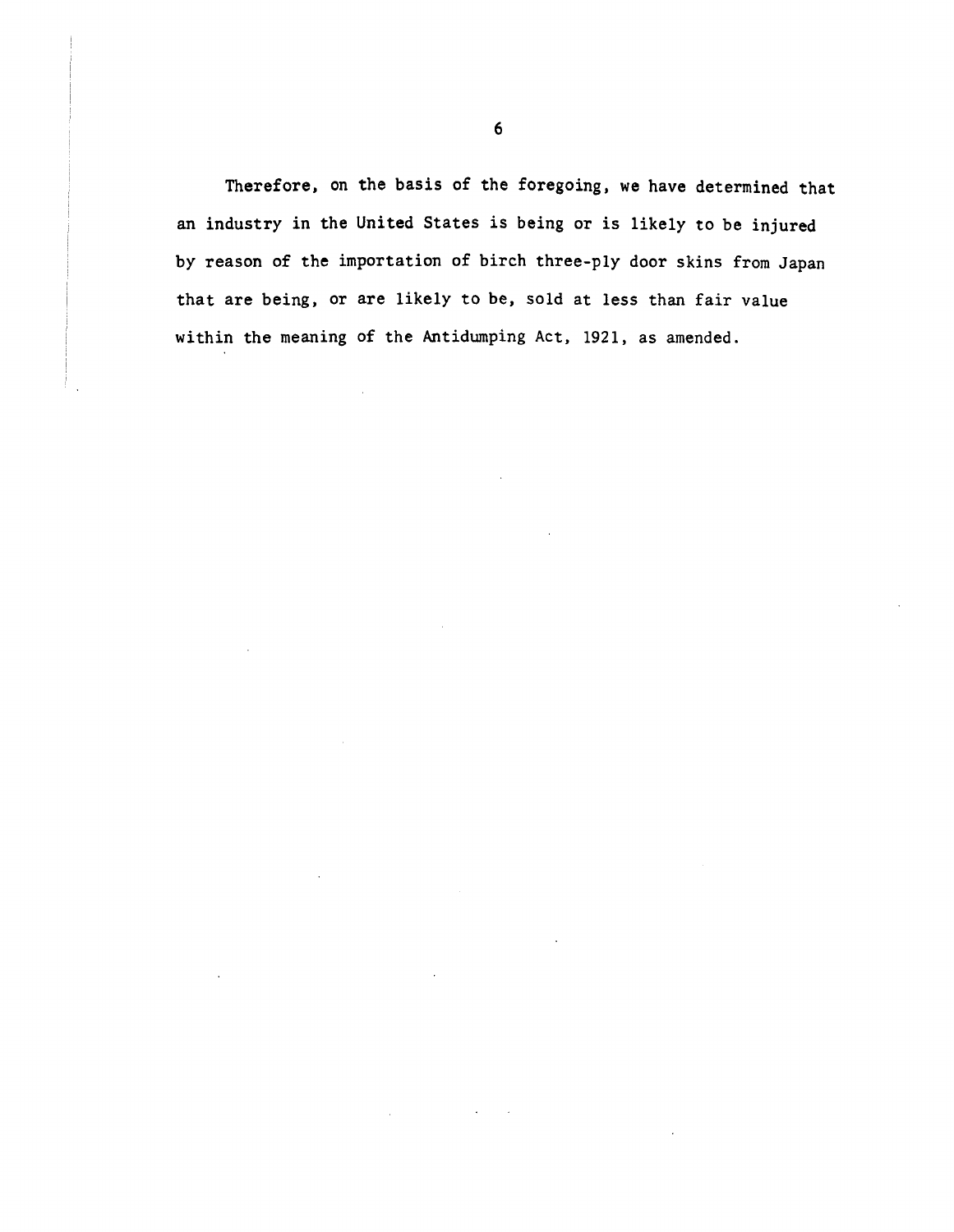Therefore, on the basis of the foregoing, we have determined that an industry in the United States is being or is likely to be injured by reason of the importation of birch three-ply door skins from Japan that are being, or are likely to be, sold at less than fair value within the meaning of the Antidumping Act, 1921, as amended.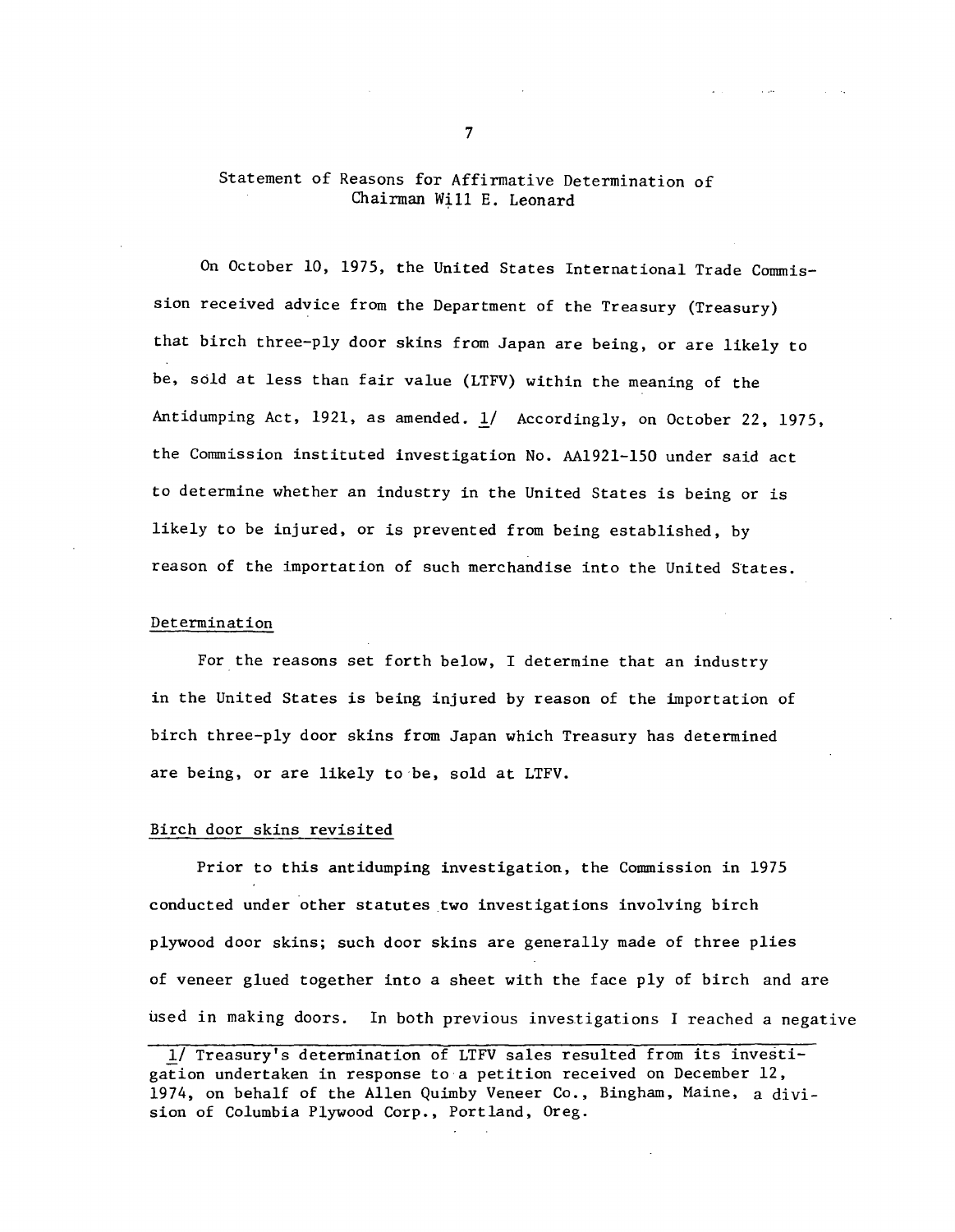Statement of Reasons for Affirmative Determination of Chairman Will E. Leonard

On October 10, 1975, the United States International Trade Commission received advice from the Department of the Treasury (Treasury) that birch three-ply door skins from Japan are being, or are likely to be, sold at less than fair value (LTFV) within the meaning of the Antidumping Act, 1921, as amended. 1/ Accordingly, on October 22, 1975, the Commission instituted investigation No. AA1921-150 under said act to determine whether an industry in the United States is being or is likely to be injured, or is prevented from being established, by reason of the importation of such merchandise into the United States.

Determination

For the reasons set forth below, I determine that an industry in the United States is being injured by reason of the importation of birch three-ply door skins from Japan which Treasury has determined are being, or are likely to be, sold at LTFV.

Birch door skins revisited

Prior to this antidumping investigation, the Commission in 1975 conducted under other statutes two investigations involving birch plywood door skins; such door skins are generally made of three plies of veneer glued together into a sheet with the face ply of birch and are used in making doors. In both previous investigations I reached a negative

---

1/ Treasury's determination of LTFV sales resulted from its investigation undertaken in response to a petition received on December 12, 1974, on behalf of the Allen Quimby Veneer Co., Bingham, Maine, a division of Columbia Plywood Corp., Portland, Oreg.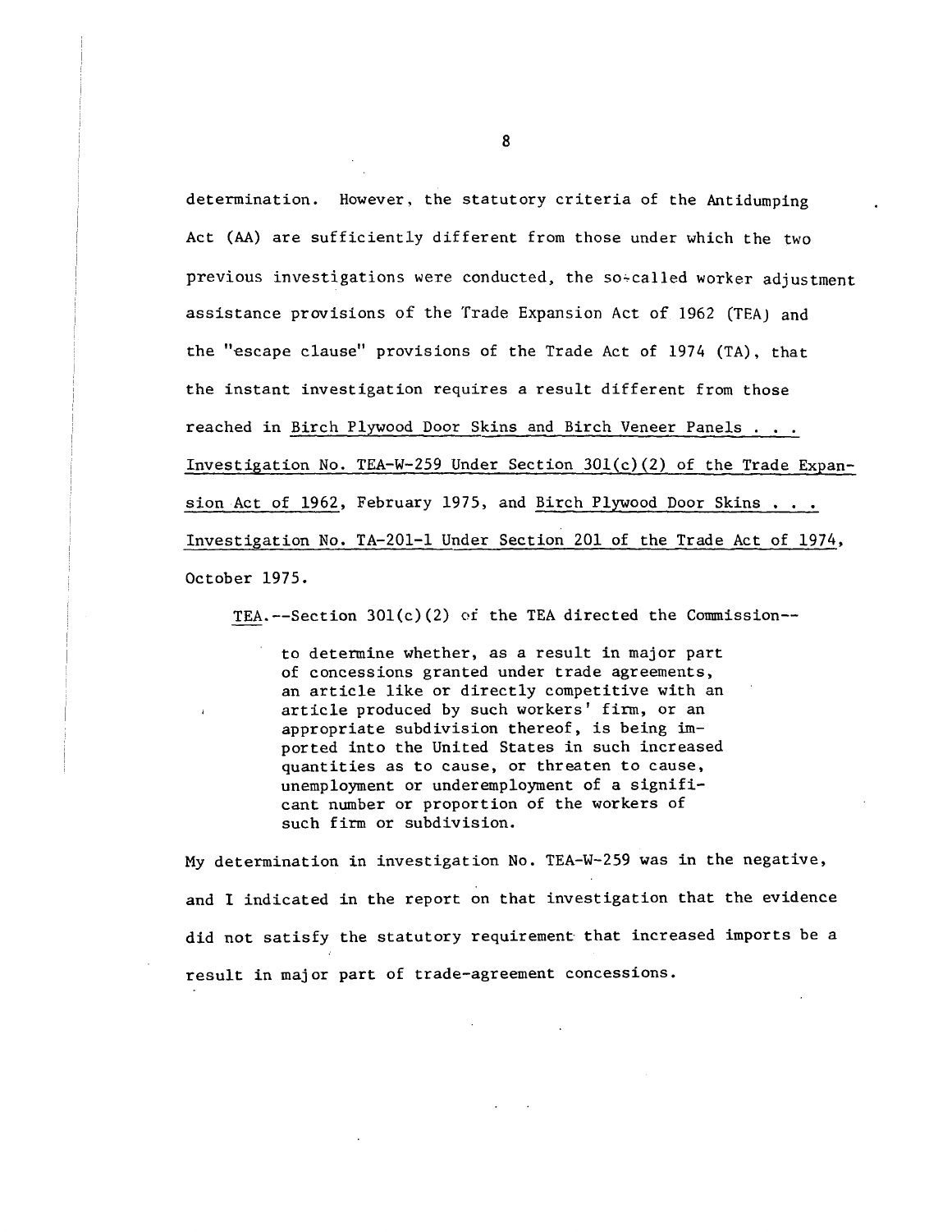determination. However, the statutory criteria of the Antidumping Act (AA) are sufficiently different from those under which the two previous investigations were conducted, the so-called worker adjustment assistance provisions of the Trade Expansion Act of 1962 (TEA) and the "escape clause" provisions of the Trade Act of 1974 (TA), that the instant investigation requires a result different from those reached in Birch Plywood Door Skins and Birch Veneer Panels . . . Investigation No. TEA-W-259 Under Section 301(c)(2) of the Trade Expansion Act of 1962, February 1975, and Birch Plywood Door Skins . . . Investigation No. TA-201-1 Under Section 201 of the Trade Act of 1974, October 1975.

TEA.--Section 301(c)(2) of the TEA directed the Commission--

> to determine whether, as a result in major part of concessions granted under trade agreements, an article like or directly competitive with an article produced by such workers' firm, or an appropriate subdivision thereof, is being imported into the United States in such increased quantities as to cause, or threaten to cause, unemployment or underemployment of a significant number or proportion of the workers of such firm or subdivision.

My determination in investigation No. TEA-W-259 was in the negative, and I indicated in the report on that investigation that the evidence did not satisfy the statutory requirement that increased imports be a result in major part of trade-agreement concessions.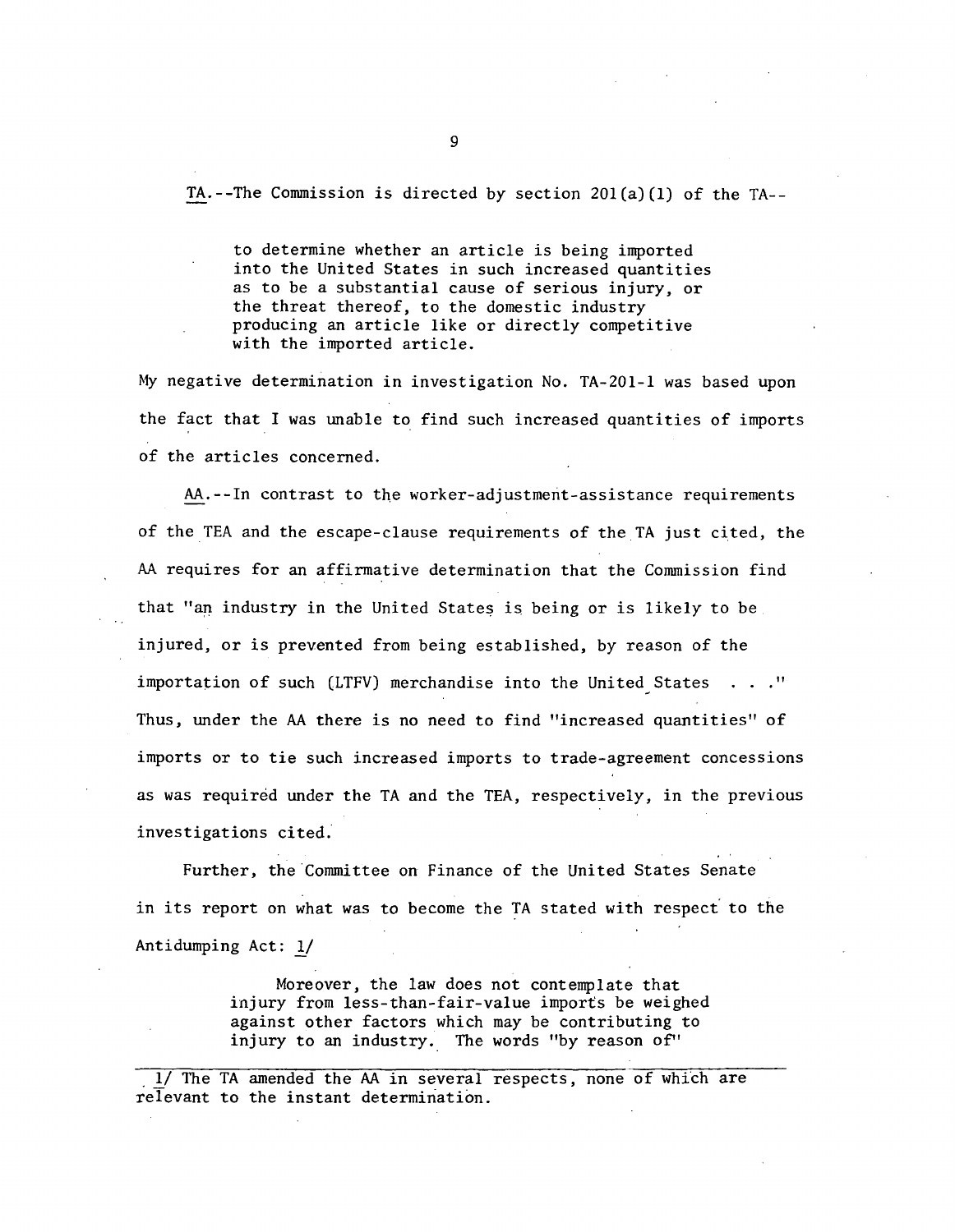TA.--The Commission is directed by section 201(a)(1) of the TA--

> to determine whether an article is being imported into the United States in such increased quantities as to be a substantial cause of serious injury, or the threat thereof, to the domestic industry producing an article like or directly competitive with the imported article.

My negative determination in investigation No. TA-201-1 was based upon the fact that I was unable to find such increased quantities of imports of the articles concerned.

AA.--In contrast to the worker-adjustment-assistance requirements of the TEA and the escape-clause requirements of the TA just cited, the AA requires for an affirmative determination that the Commission find that "an industry in the United States is being or is likely to be injured, or is prevented from being established, by reason of the importation of such (LTFV) merchandise into the United States . . ." Thus, under the AA there is no need to find "increased quantities" of imports or to tie such increased imports to trade-agreement concessions as was required under the TA and the TEA, respectively, in the previous investigations cited.

Further, the Committee on Finance of the United States Senate in its report on what was to become the TA stated with respect to the Antidumping Act: 1/

> Moreover, the law does not contemplate that injury from less-than-fair-value imports be weighed against other factors which may be contributing to injury to an industry. The words "by reason of"

---

1/ The TA amended the AA in several respects, none of which are relevant to the instant determination.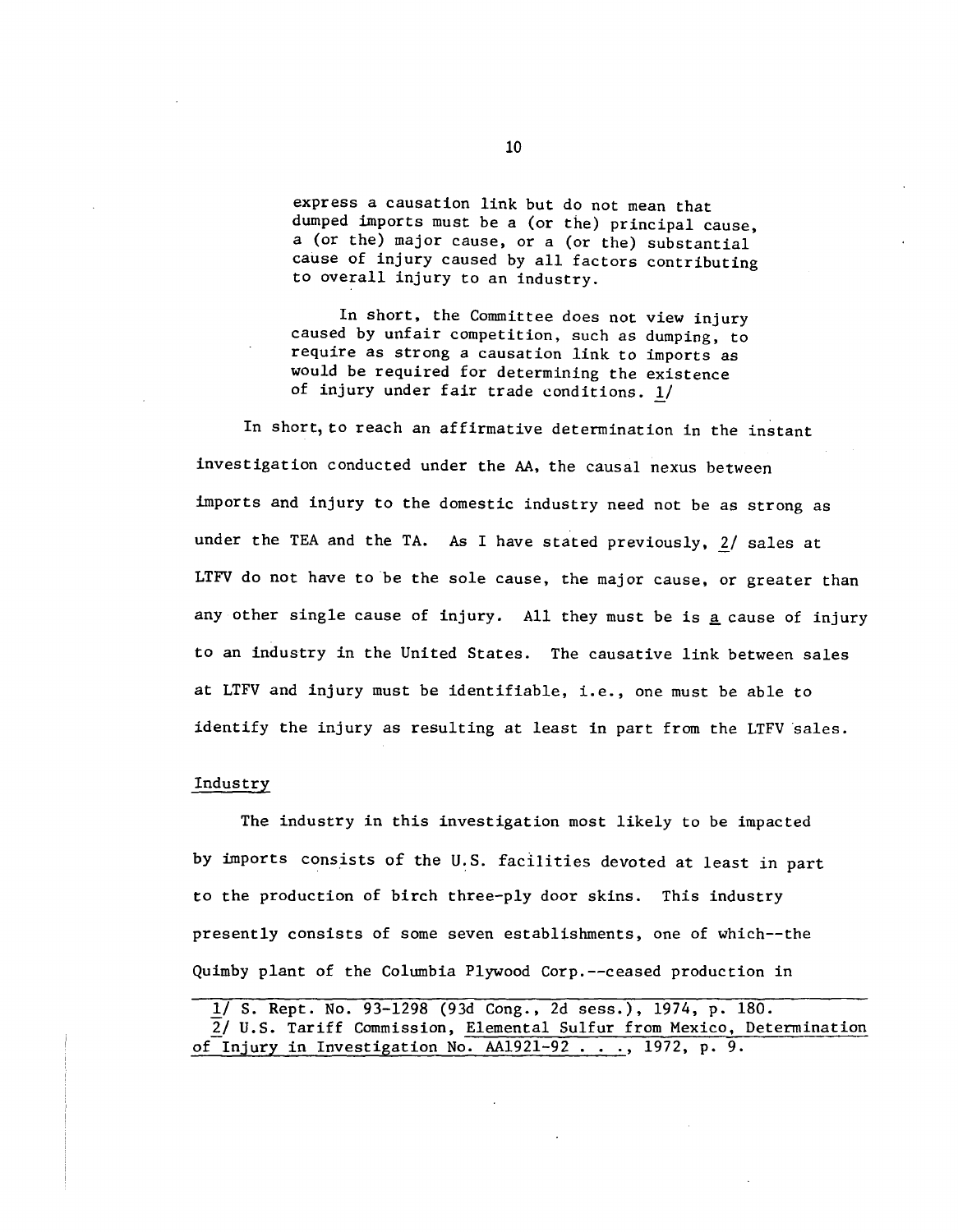> express a causation link but do not mean that dumped imports must be a (or the) principal cause, a (or the) major cause, or a (or the) substantial cause of injury caused by all factors contributing to overall injury to an industry.
>
> In short, the Committee does not view injury caused by unfair competition, such as dumping, to require as strong a causation link to imports as would be required for determining the existence of injury under fair trade conditions. 1/

In short, to reach an affirmative determination in the instant investigation conducted under the AA, the causal nexus between imports and injury to the domestic industry need not be as strong as under the TEA and the TA. As I have stated previously, 2/ sales at LTFV do not have to be the sole cause, the major cause, or greater than any other single cause of injury. All they must be is a cause of injury to an industry in the United States. The causative link between sales at LTFV and injury must be identifiable, i.e., one must be able to identify the injury as resulting at least in part from the LTFV sales.

Industry

The industry in this investigation most likely to be impacted by imports consists of the U.S. facilities devoted at least in part to the production of birch three-ply door skins. This industry presently consists of some seven establishments, one of which--the Quimby plant of the Columbia Plywood Corp.--ceased production in

---

1/ S. Rept. No. 93-1298 (93d Cong., 2d sess.), 1974, p. 180.

2/ U.S. Tariff Commission, Elemental Sulfur from Mexico, Determination of Injury in Investigation No. AA1921-92 . . ., 1972, p. 9.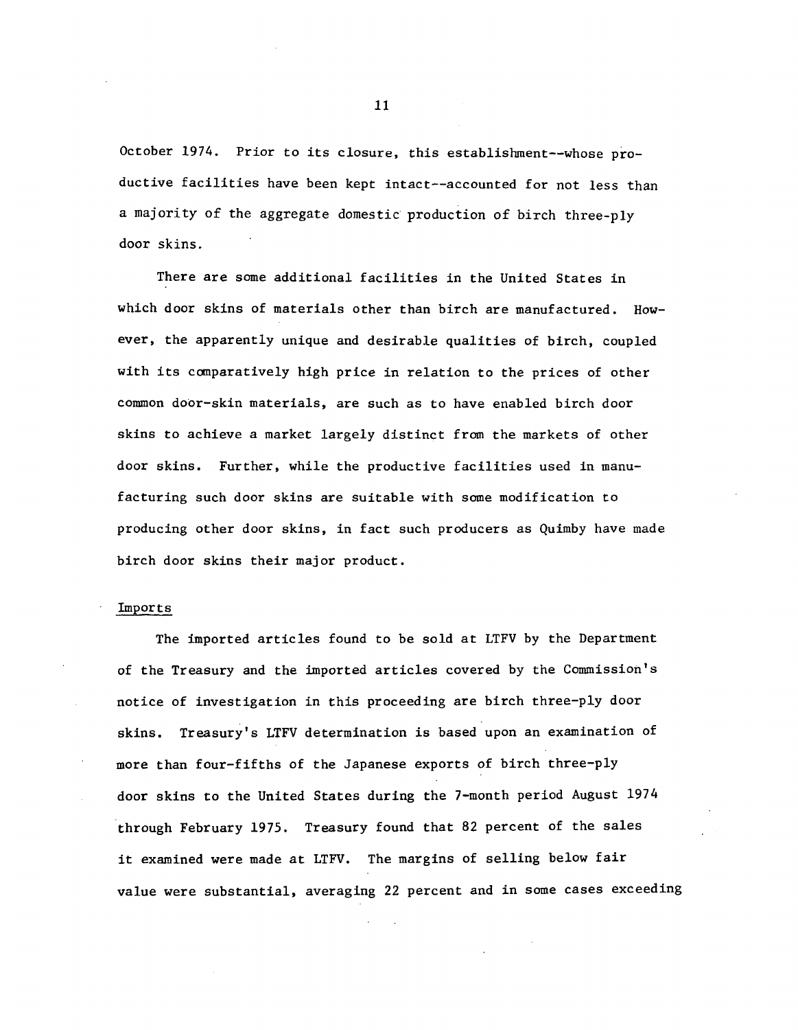October 1974. Prior to its closure, this establishment--whose productive facilities have been kept intact--accounted for not less than a majority of the aggregate domestic production of birch three-ply door skins.

There are some additional facilities in the United States in which door skins of materials other than birch are manufactured. However, the apparently unique and desirable qualities of birch, coupled with its comparatively high price in relation to the prices of other common door-skin materials, are such as to have enabled birch door skins to achieve a market largely distinct from the markets of other door skins. Further, while the productive facilities used in manufacturing such door skins are suitable with some modification to producing other door skins, in fact such producers as Quimby have made birch door skins their major product.

Imports

The imported articles found to be sold at LTFV by the Department of the Treasury and the imported articles covered by the Commission's notice of investigation in this proceeding are birch three-ply door skins. Treasury's LTFV determination is based upon an examination of more than four-fifths of the Japanese exports of birch three-ply door skins to the United States during the 7-month period August 1974 through February 1975. Treasury found that 82 percent of the sales it examined were made at LTFV. The margins of selling below fair value were substantial, averaging 22 percent and in some cases exceeding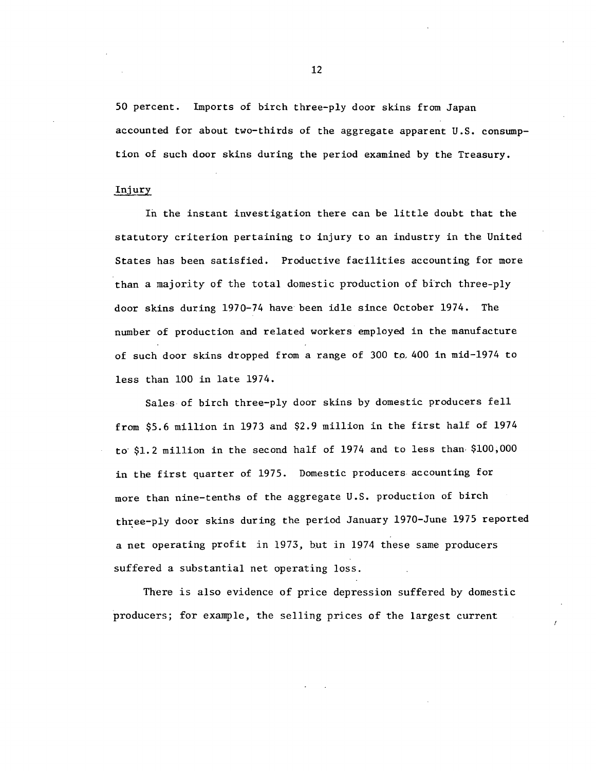50 percent. Imports of birch three-ply door skins from Japan accounted for about two-thirds of the aggregate apparent U.S. consumption of such door skins during the period examined by the Treasury.

## Injury

In the instant investigation there can be little doubt that the statutory criterion pertaining to injury to an industry in the United States has been satisfied. Productive facilities accounting for more than a majority of the total domestic production of birch three-ply door skins during 1970-74 have been idle since October 1974. The number of production and related workers employed in the manufacture of such door skins dropped from a range of 300 to 400 in mid-1974 to less than 100 in late 1974.

Sales of birch three-ply door skins by domestic producers fell from $5.6 million in 1973 and $2.9 million in the first half of 1974 to $1.2 million in the second half of 1974 and to less than $100,000 in the first quarter of 1975. Domestic producers accounting for more than nine-tenths of the aggregate U.S. production of birch three-ply door skins during the period January 1970-June 1975 reported a net operating profit in 1973, but in 1974 these same producers suffered a substantial net operating loss.

There is also evidence of price depression suffered by domestic producers; for example, the selling prices of the largest current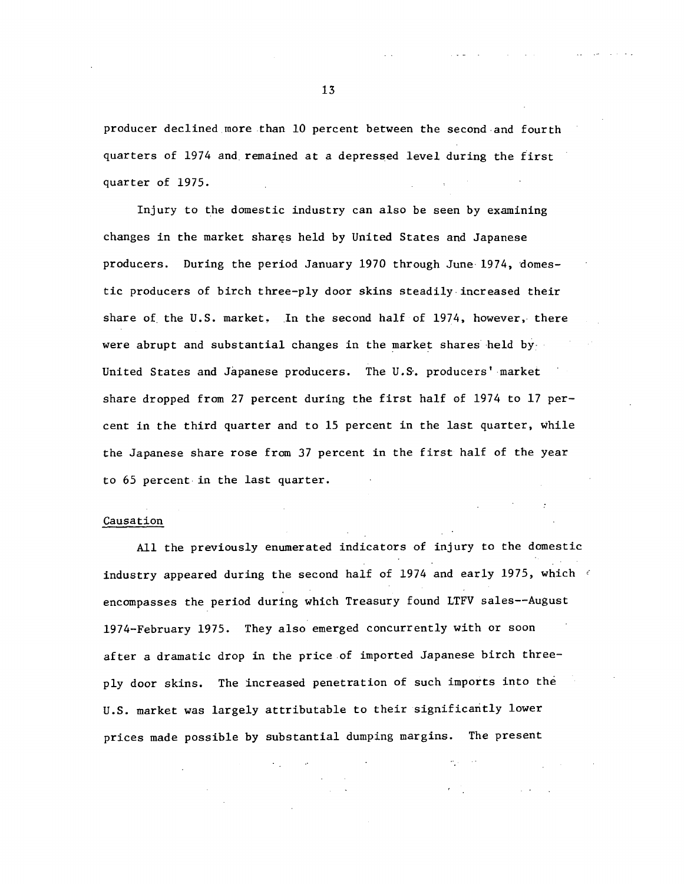producer declined more than 10 percent between the second and fourth quarters of 1974 and remained at a depressed level during the first quarter of 1975.

Injury to the domestic industry can also be seen by examining changes in the market shares held by United States and Japanese producers. During the period January 1970 through June 1974, domestic producers of birch three-ply door skins steadily increased their share of the U.S. market. In the second half of 1974, however, there were abrupt and substantial changes in the market shares held by United States and Japanese producers. The U.S. producers' market share dropped from 27 percent during the first half of 1974 to 17 percent in the third quarter and to 15 percent in the last quarter, while the Japanese share rose from 37 percent in the first half of the year to 65 percent in the last quarter.

Causation

All the previously enumerated indicators of injury to the domestic industry appeared during the second half of 1974 and early 1975, which encompasses the period during which Treasury found LTFV sales--August 1974-February 1975. They also emerged concurrently with or soon after a dramatic drop in the price of imported Japanese birch three-ply door skins. The increased penetration of such imports into the U.S. market was largely attributable to their significantly lower prices made possible by substantial dumping margins. The present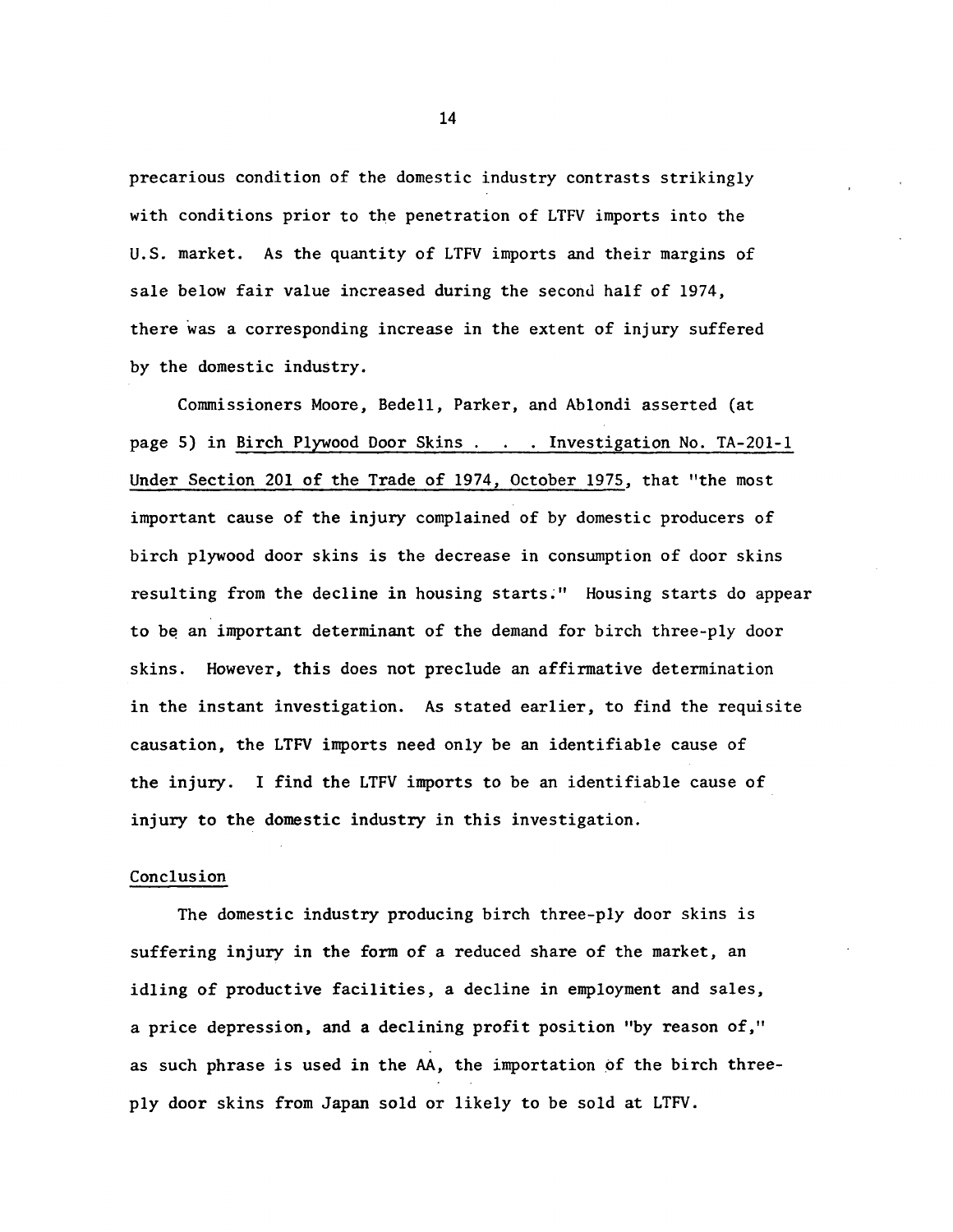precarious condition of the domestic industry contrasts strikingly with conditions prior to the penetration of LTFV imports into the U.S. market. As the quantity of LTFV imports and their margins of sale below fair value increased during the second half of 1974, there was a corresponding increase in the extent of injury suffered by the domestic industry.

Commissioners Moore, Bedell, Parker, and Ablondi asserted (at page 5) in Birch Plywood Door Skins . . . Investigation No. TA-201-1 Under Section 201 of the Trade of 1974, October 1975, that "the most important cause of the injury complained of by domestic producers of birch plywood door skins is the decrease in consumption of door skins resulting from the decline in housing starts." Housing starts do appear to be an important determinant of the demand for birch three-ply door skins. However, this does not preclude an affirmative determination in the instant investigation. As stated earlier, to find the requisite causation, the LTFV imports need only be an identifiable cause of the injury. I find the LTFV imports to be an identifiable cause of injury to the domestic industry in this investigation.

## Conclusion

The domestic industry producing birch three-ply door skins is suffering injury in the form of a reduced share of the market, an idling of productive facilities, a decline in employment and sales, a price depression, and a declining profit position "by reason of," as such phrase is used in the AA, the importation of the birch three-ply door skins from Japan sold or likely to be sold at LTFV.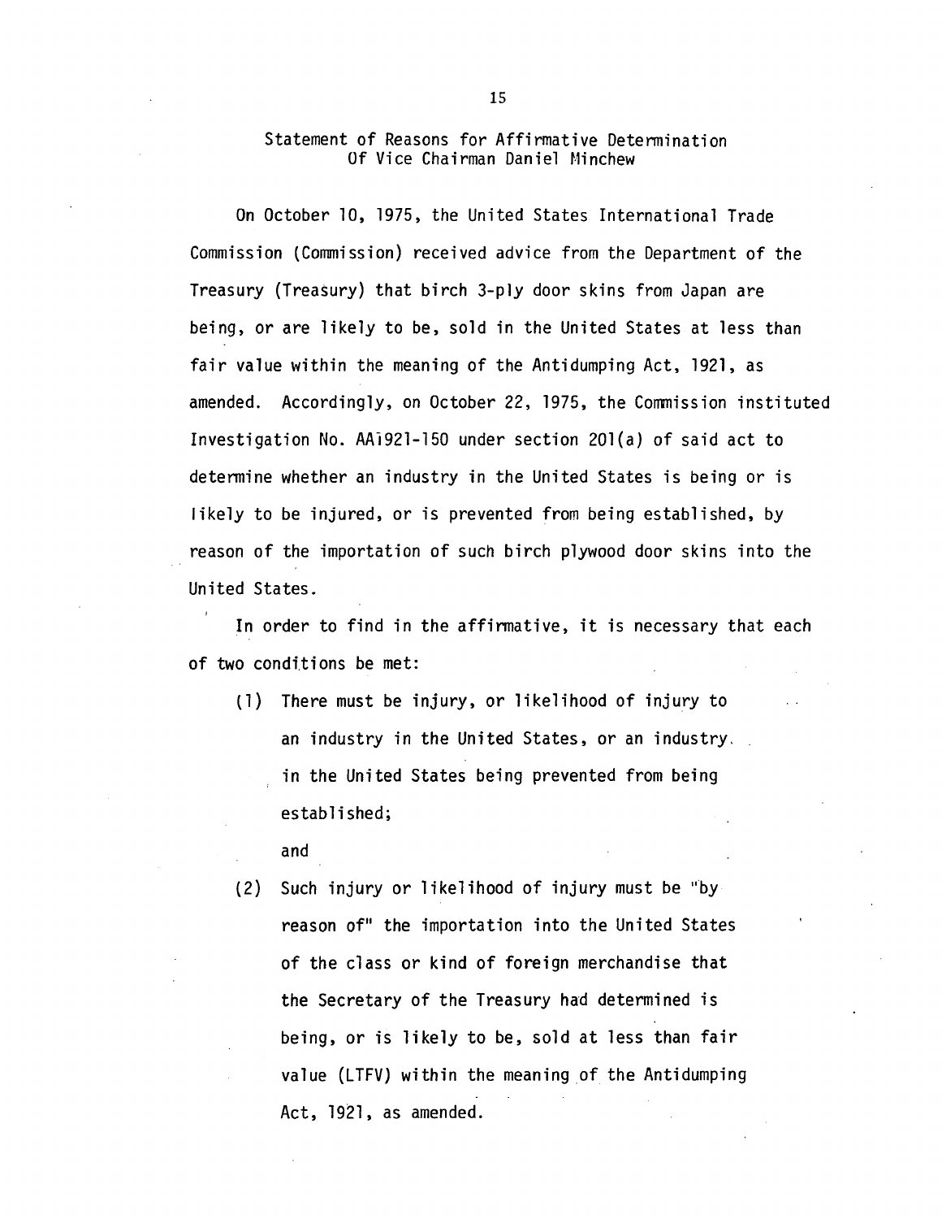## Statement of Reasons for Affirmative Determination Of Vice Chairman Daniel Minchew

On October 10, 1975, the United States International Trade Commission (Commission) received advice from the Department of the Treasury (Treasury) that birch 3-ply door skins from Japan are being, or are likely to be, sold in the United States at less than fair value within the meaning of the Antidumping Act, 1921, as amended. Accordingly, on October 22, 1975, the Commission instituted Investigation No. AA1921-150 under section 201(a) of said act to determine whether an industry in the United States is being or is likely to be injured, or is prevented from being established, by reason of the importation of such birch plywood door skins into the United States.

In order to find in the affirmative, it is necessary that each of two conditions be met:

(1) There must be injury, or likelihood of injury to an industry in the United States, or an industry in the United States being prevented from being established;

and

(2) Such injury or likelihood of injury must be "by reason of" the importation into the United States of the class or kind of foreign merchandise that the Secretary of the Treasury had determined is being, or is likely to be, sold at less than fair value (LTFV) within the meaning of the Antidumping Act, 1921, as amended.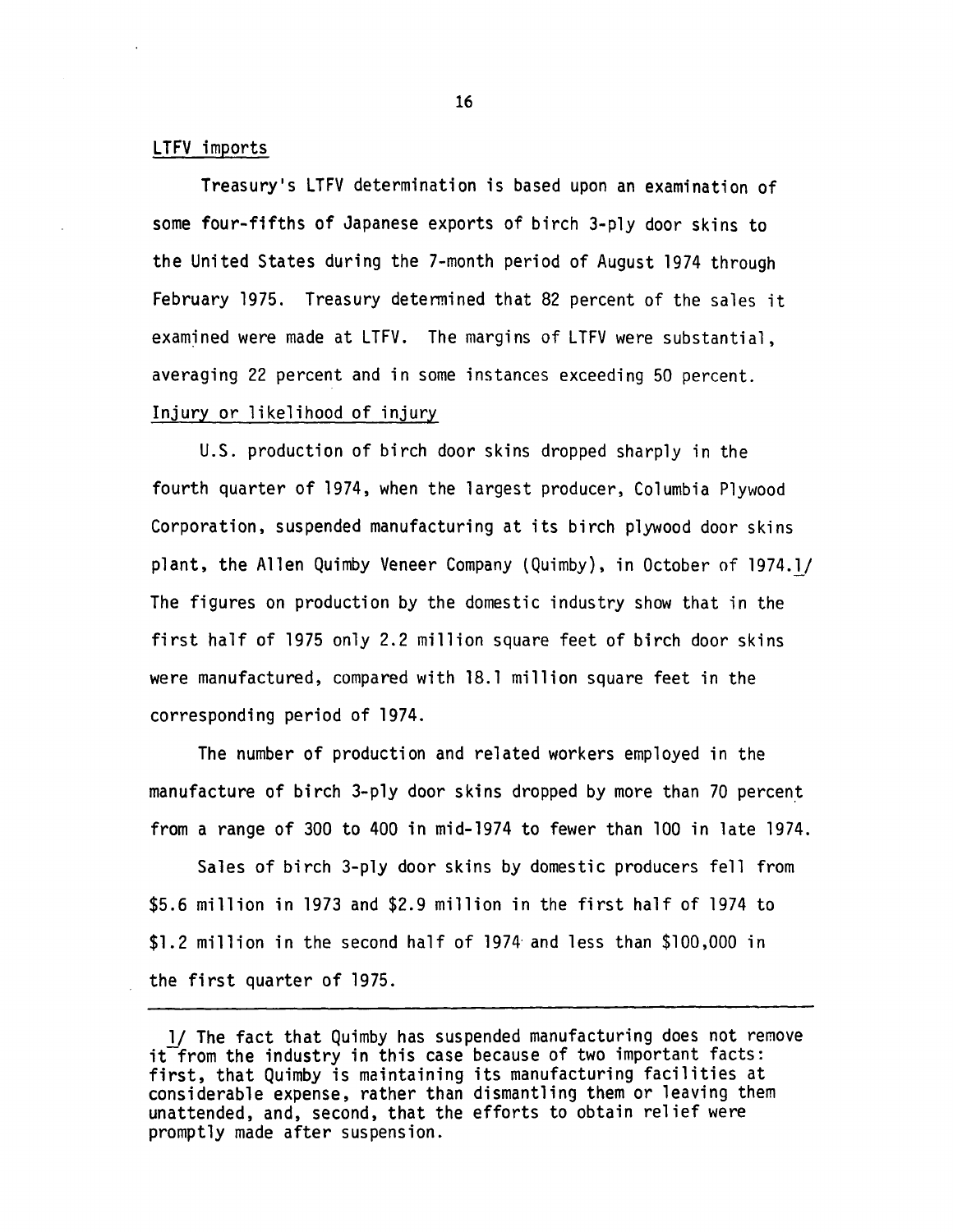LTFV imports

Treasury's LTFV determination is based upon an examination of some four-fifths of Japanese exports of birch 3-ply door skins to the United States during the 7-month period of August 1974 through February 1975. Treasury determined that 82 percent of the sales it examined were made at LTFV. The margins of LTFV were substantial, averaging 22 percent and in some instances exceeding 50 percent.

Injury or likelihood of injury

U.S. production of birch door skins dropped sharply in the fourth quarter of 1974, when the largest producer, Columbia Plywood Corporation, suspended manufacturing at its birch plywood door skins plant, the Allen Quimby Veneer Company (Quimby), in October of 1974.1/ The figures on production by the domestic industry show that in the first half of 1975 only 2.2 million square feet of birch door skins were manufactured, compared with 18.1 million square feet in the corresponding period of 1974.

The number of production and related workers employed in the manufacture of birch 3-ply door skins dropped by more than 70 percent from a range of 300 to 400 in mid-1974 to fewer than 100 in late 1974.

Sales of birch 3-ply door skins by domestic producers fell from $5.6 million in 1973 and $2.9 million in the first half of 1974 to $1.2 million in the second half of 1974 and less than $100,000 in the first quarter of 1975.

---

1/ The fact that Quimby has suspended manufacturing does not remove it from the industry in this case because of two important facts: first, that Quimby is maintaining its manufacturing facilities at considerable expense, rather than dismantling them or leaving them unattended, and, second, that the efforts to obtain relief were promptly made after suspension.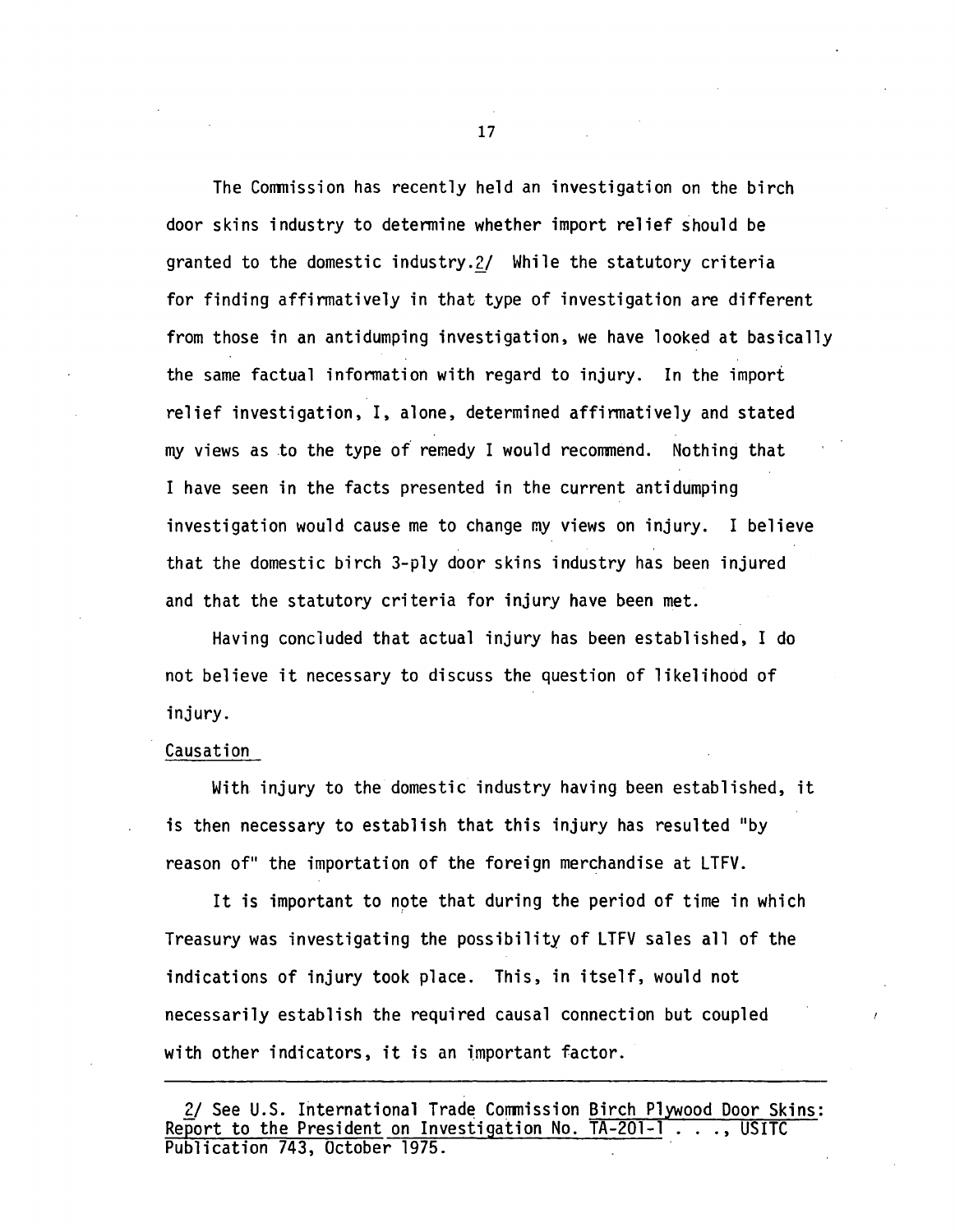The Commission has recently held an investigation on the birch door skins industry to determine whether import relief should be granted to the domestic industry.[2] While the statutory criteria for finding affirmatively in that type of investigation are different from those in an antidumping investigation, we have looked at basically the same factual information with regard to injury. In the import relief investigation, I, alone, determined affirmatively and stated my views as to the type of remedy I would recommend. Nothing that I have seen in the facts presented in the current antidumping investigation would cause me to change my views on injury. I believe that the domestic birch 3-ply door skins industry has been injured and that the statutory criteria for injury have been met.

Having concluded that actual injury has been established, I do not believe it necessary to discuss the question of likelihood of injury.

Causation

With injury to the domestic industry having been established, it is then necessary to establish that this injury has resulted "by reason of" the importation of the foreign merchandise at LTFV.

It is important to note that during the period of time in which Treasury was investigating the possibility of LTFV sales all of the indications of injury took place. This, in itself, would not necessarily establish the required causal connection but coupled with other indicators, it is an important factor.

---

2/ See U.S. International Trade Commission Birch Plywood Door Skins: Report to the President on Investigation No. TA-201-1 . . ., USITC Publication 743, October 1975.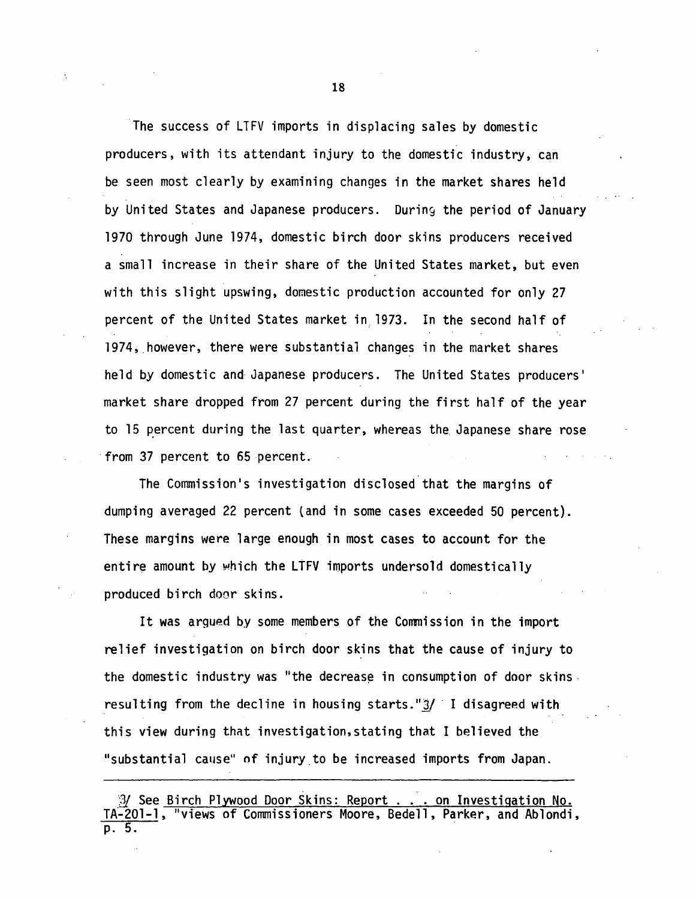The success of LTFV imports in displacing sales by domestic producers, with its attendant injury to the domestic industry, can be seen most clearly by examining changes in the market shares held by United States and Japanese producers. During the period of January 1970 through June 1974, domestic birch door skins producers received a small increase in their share of the United States market, but even with this slight upswing, domestic production accounted for only 27 percent of the United States market in 1973. In the second half of 1974, however, there were substantial changes in the market shares held by domestic and Japanese producers. The United States producers' market share dropped from 27 percent during the first half of the year to 15 percent during the last quarter, whereas the Japanese share rose from 37 percent to 65 percent.

The Commission's investigation disclosed that the margins of dumping averaged 22 percent (and in some cases exceeded 50 percent). These margins were large enough in most cases to account for the entire amount by which the LTFV imports undersold domestically produced birch door skins.

It was argued by some members of the Commission in the import relief investigation on birch door skins that the cause of injury to the domestic industry was "the decrease in consumption of door skins resulting from the decline in housing starts."3/ I disagreed with this view during that investigation, stating that I believed the "substantial cause" of injury to be increased imports from Japan.

---

3/ See Birch Plywood Door Skins: Report . . . on Investigation No. TA-201-1, "views of Commissioners Moore, Bedell, Parker, and Ablondi, p. 5.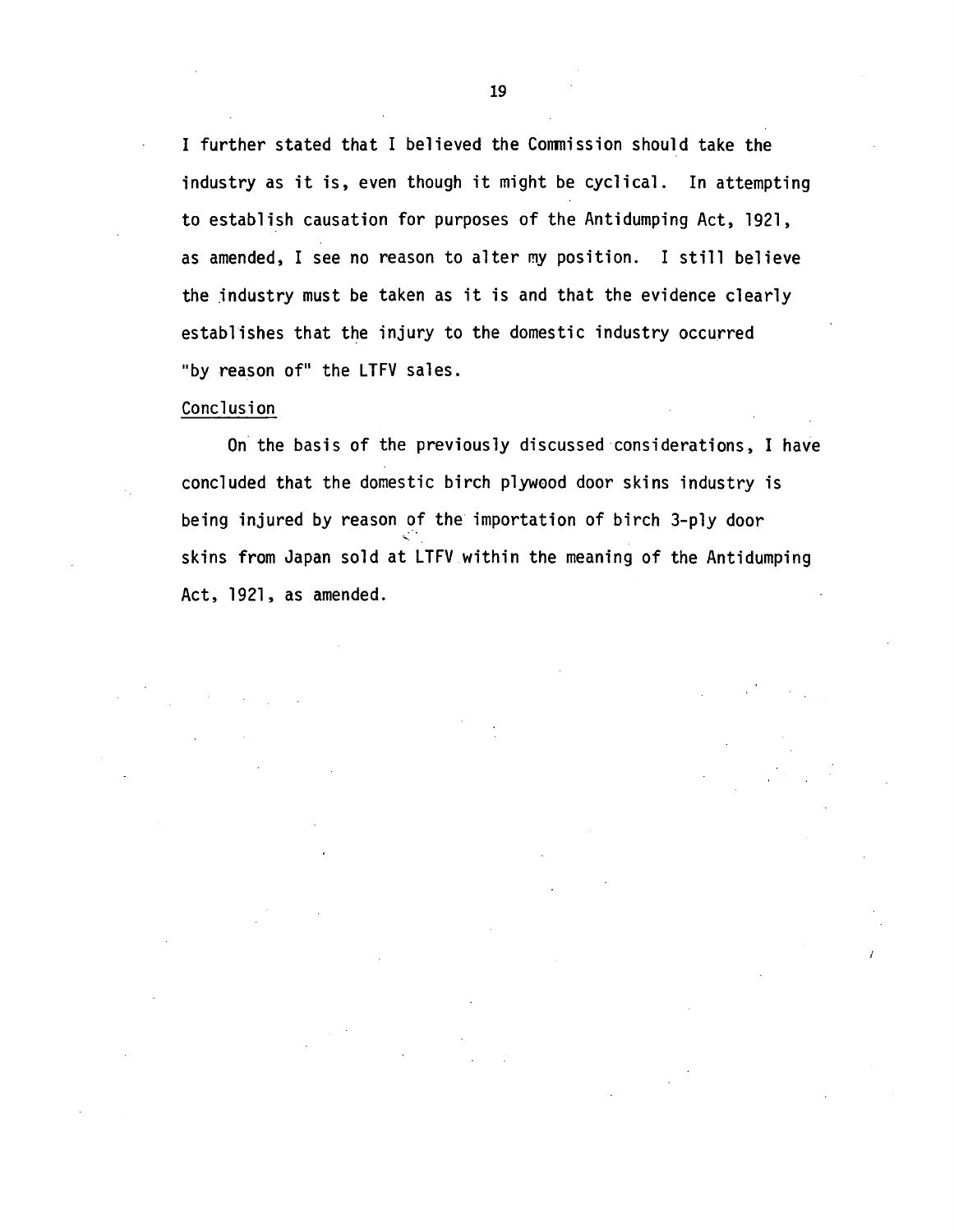I further stated that I believed the Commission should take the industry as it is, even though it might be cyclical. In attempting to establish causation for purposes of the Antidumping Act, 1921, as amended, I see no reason to alter my position. I still believe the industry must be taken as it is and that the evidence clearly establishes that the injury to the domestic industry occurred "by reason of" the LTFV sales.

Conclusion

On the basis of the previously discussed considerations, I have concluded that the domestic birch plywood door skins industry is being injured by reason of the importation of birch 3-ply door skins from Japan sold at LTFV within the meaning of the Antidumping Act, 1921, as amended.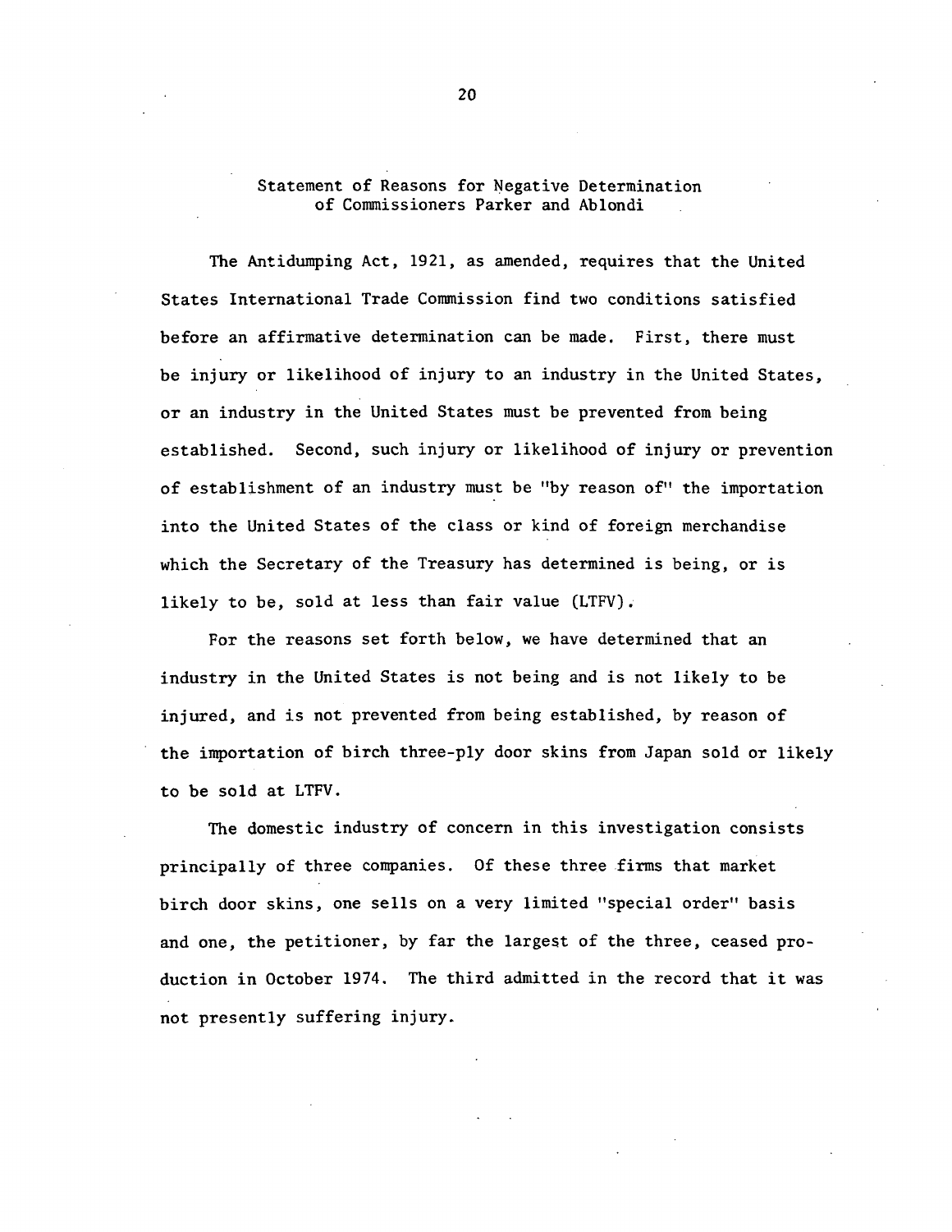## Statement of Reasons for Negative Determination of Commissioners Parker and Ablondi

The Antidumping Act, 1921, as amended, requires that the United States International Trade Commission find two conditions satisfied before an affirmative determination can be made. First, there must be injury or likelihood of injury to an industry in the United States, or an industry in the United States must be prevented from being established. Second, such injury or likelihood of injury or prevention of establishment of an industry must be "by reason of" the importation into the United States of the class or kind of foreign merchandise which the Secretary of the Treasury has determined is being, or is likely to be, sold at less than fair value (LTFV).

For the reasons set forth below, we have determined that an industry in the United States is not being and is not likely to be injured, and is not prevented from being established, by reason of the importation of birch three-ply door skins from Japan sold or likely to be sold at LTFV.

The domestic industry of concern in this investigation consists principally of three companies. Of these three firms that market birch door skins, one sells on a very limited "special order" basis and one, the petitioner, by far the largest of the three, ceased production in October 1974. The third admitted in the record that it was not presently suffering injury.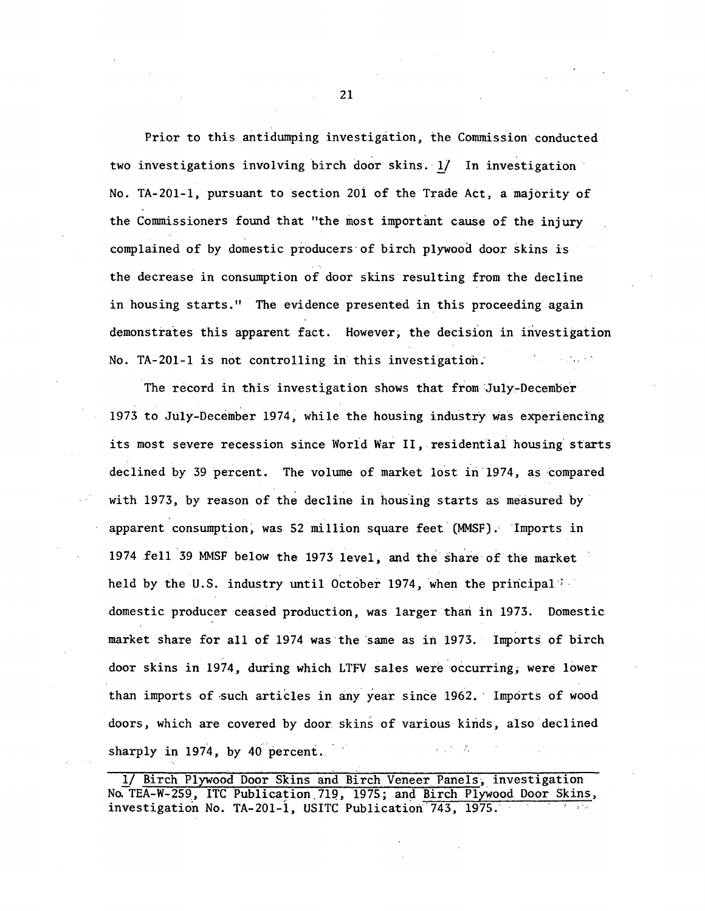Prior to this antidumping investigation, the Commission conducted two investigations involving birch door skins. 1/ In investigation No. TA-201-1, pursuant to section 201 of the Trade Act, a majority of the Commissioners found that "the most important cause of the injury complained of by domestic producers of birch plywood door skins is the decrease in consumption of door skins resulting from the decline in housing starts." The evidence presented in this proceeding again demonstrates this apparent fact. However, the decision in investigation No. TA-201-1 is not controlling in this investigation.

The record in this investigation shows that from July-December 1973 to July-December 1974, while the housing industry was experiencing its most severe recession since World War II, residential housing starts declined by 39 percent. The volume of market lost in 1974, as compared with 1973, by reason of the decline in housing starts as measured by apparent consumption, was 52 million square feet (MMSF). Imports in 1974 fell 39 MMSF below the 1973 level, and the share of the market held by the U.S. industry until October 1974, when the principal domestic producer ceased production, was larger than in 1973. Domestic market share for all of 1974 was the same as in 1973. Imports of birch door skins in 1974, during which LTFV sales were occurring, were lower than imports of such articles in any year since 1962. Imports of wood doors, which are covered by door skins of various kinds, also declined sharply in 1974, by 40 percent.

---

1/ Birch Plywood Door Skins and Birch Veneer Panels, investigation No. TEA-W-259, ITC Publication 719, 1975; and Birch Plywood Door Skins, investigation No. TA-201-1, USITC Publication 743, 1975.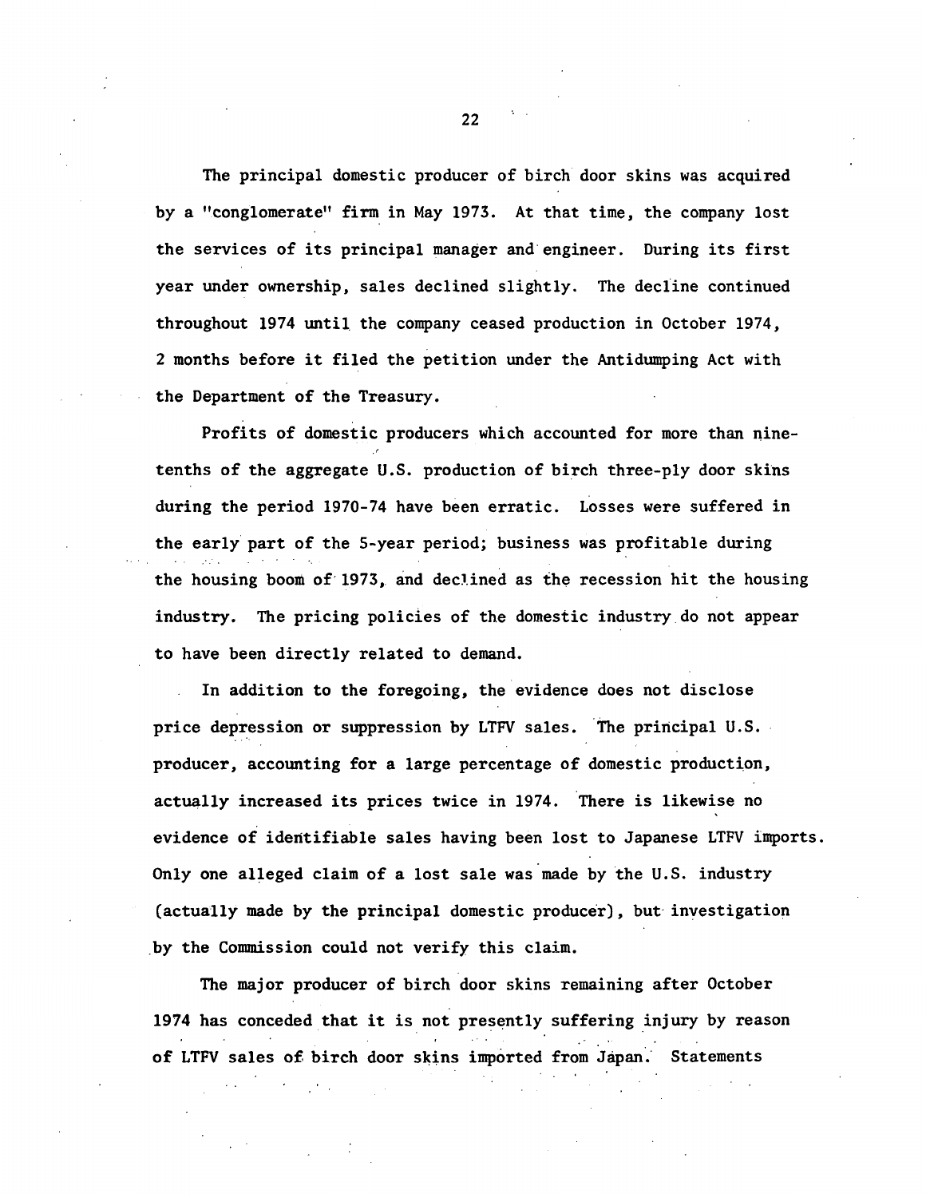The principal domestic producer of birch door skins was acquired by a "conglomerate" firm in May 1973. At that time, the company lost the services of its principal manager and engineer. During its first year under ownership, sales declined slightly. The decline continued throughout 1974 until the company ceased production in October 1974, 2 months before it filed the petition under the Antidumping Act with the Department of the Treasury.

Profits of domestic producers which accounted for more than nine-tenths of the aggregate U.S. production of birch three-ply door skins during the period 1970-74 have been erratic. Losses were suffered in the early part of the 5-year period; business was profitable during the housing boom of 1973, and declined as the recession hit the housing industry. The pricing policies of the domestic industry do not appear to have been directly related to demand.

In addition to the foregoing, the evidence does not disclose price depression or suppression by LTFV sales. The principal U.S. producer, accounting for a large percentage of domestic production, actually increased its prices twice in 1974. There is likewise no evidence of identifiable sales having been lost to Japanese LTFV imports. Only one alleged claim of a lost sale was made by the U.S. industry (actually made by the principal domestic producer), but investigation by the Commission could not verify this claim.

The major producer of birch door skins remaining after October 1974 has conceded that it is not presently suffering injury by reason of LTFV sales of birch door skins imported from Japan. Statements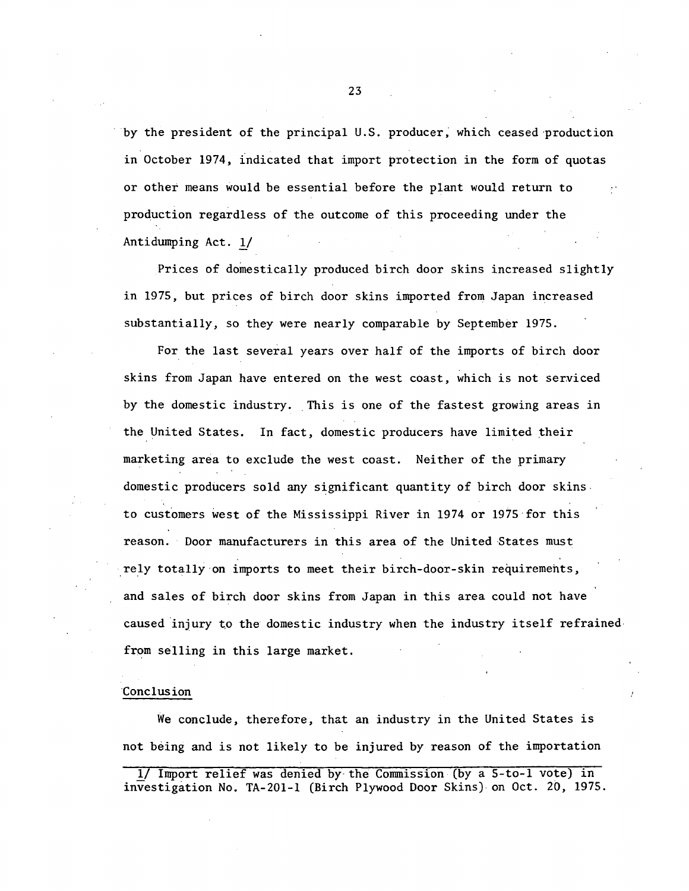by the president of the principal U.S. producer, which ceased production in October 1974, indicated that import protection in the form of quotas or other means would be essential before the plant would return to production regardless of the outcome of this proceeding under the Antidumping Act. 1/

Prices of domestically produced birch door skins increased slightly in 1975, but prices of birch door skins imported from Japan increased substantially, so they were nearly comparable by September 1975.

For the last several years over half of the imports of birch door skins from Japan have entered on the west coast, which is not serviced by the domestic industry. This is one of the fastest growing areas in the United States. In fact, domestic producers have limited their marketing area to exclude the west coast. Neither of the primary domestic producers sold any significant quantity of birch door skins to customers west of the Mississippi River in 1974 or 1975 for this reason. Door manufacturers in this area of the United States must rely totally on imports to meet their birch-door-skin requirements, and sales of birch door skins from Japan in this area could not have caused injury to the domestic industry when the industry itself refrained from selling in this large market.

## Conclusion

We conclude, therefore, that an industry in the United States is not being and is not likely to be injured by reason of the importation

---

1/ Import relief was denied by the Commission (by a 5-to-1 vote) in investigation No. TA-201-1 (Birch Plywood Door Skins) on Oct. 20, 1975.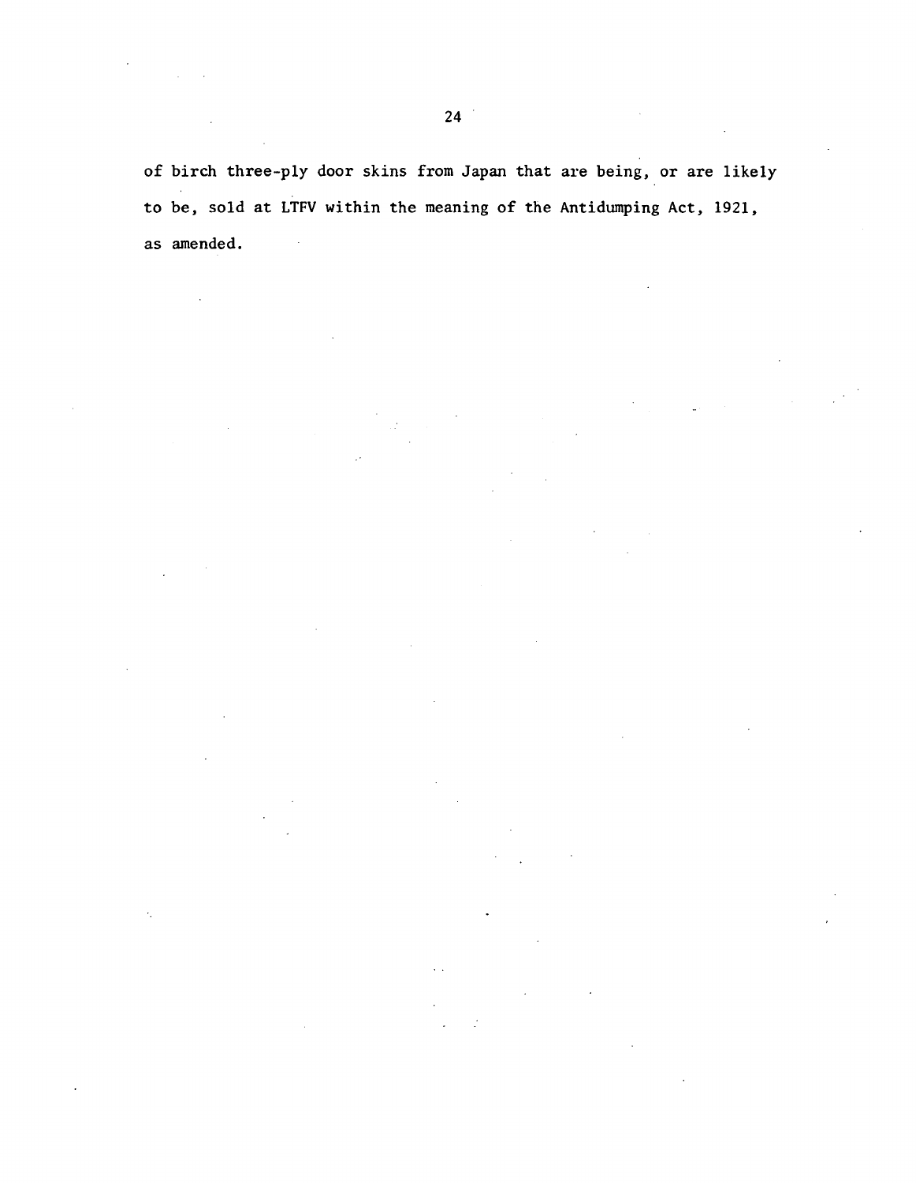of birch three-ply door skins from Japan that are being, or are likely to be, sold at LTFV within the meaning of the Antidumping Act, 1921, as amended.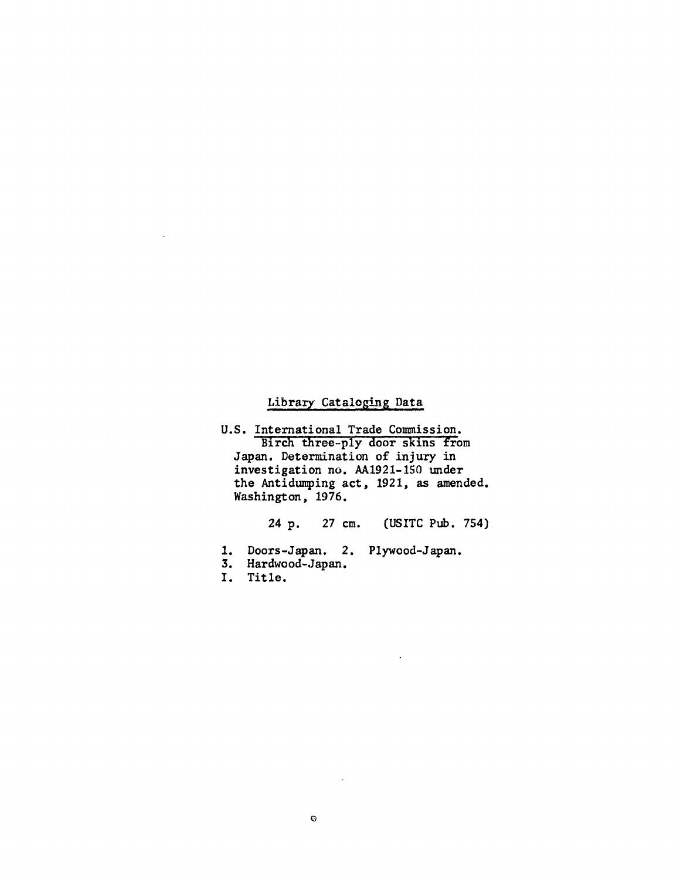Library Cataloging Data

U.S. International Trade Commission.
Birch three-ply door skins from Japan. Determination of injury in investigation no. AA1921-150 under the Antidumping act, 1921, as amended. Washington, 1976.

24 p. 27 cm. (USITC Pub. 754)

1. Doors-Japan. 2. Plywood-Japan.
3. Hardwood-Japan.
I. Title.